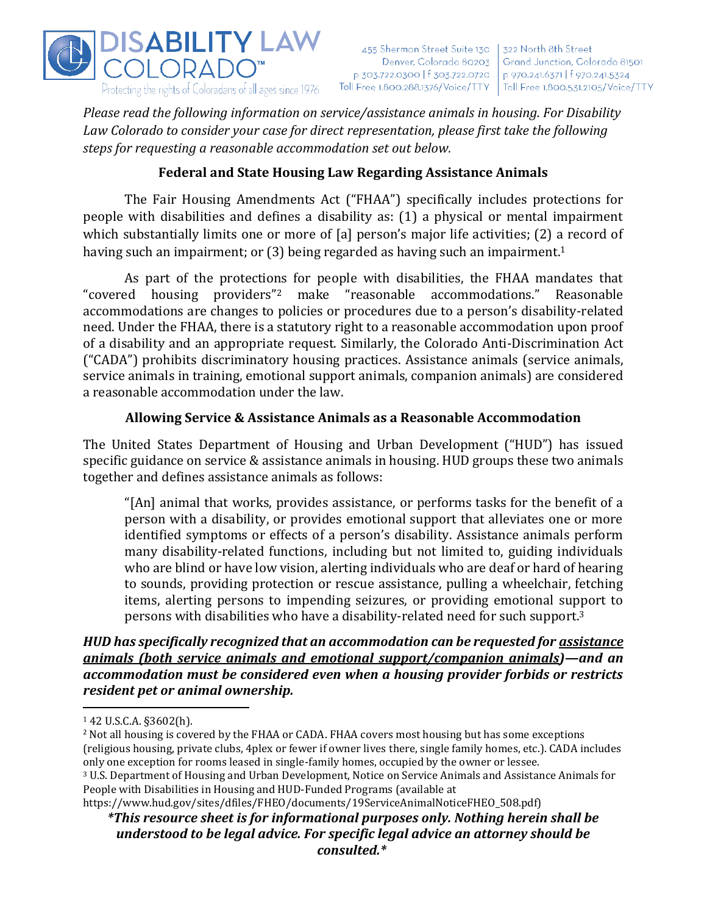**DISABILITY LAW COLORADO™**
Protecting the rights of Coloradans of all ages since 1976

455 Sherman Street Suite 130
Denver, Colorado 80203
p 303.722.0300 | f 303.722.0720
Toll Free 1.800.288.1376/Voice/TTY

322 North 8th Street
Grand Junction, Colorado 81501
p 970.241.6371 | f 970.241.5324
Toll Free 1.800.531.2105/Voice/TTY

*Please read the following information on service/assistance animals in housing. For Disability Law Colorado to consider your case for direct representation, please first take the following steps for requesting a reasonable accommodation set out below.*

## Federal and State Housing Law Regarding Assistance Animals

The Fair Housing Amendments Act ("FHAA") specifically includes protections for people with disabilities and defines a disability as: (1) a physical or mental impairment which substantially limits one or more of [a] person's major life activities; (2) a record of having such an impairment; or (3) being regarded as having such an impairment.[1]

As part of the protections for people with disabilities, the FHAA mandates that "covered housing providers"[2] make "reasonable accommodations." Reasonable accommodations are changes to policies or procedures due to a person's disability-related need. Under the FHAA, there is a statutory right to a reasonable accommodation upon proof of a disability and an appropriate request. Similarly, the Colorado Anti-Discrimination Act ("CADA") prohibits discriminatory housing practices. Assistance animals (service animals, service animals in training, emotional support animals, companion animals) are considered a reasonable accommodation under the law.

## Allowing Service & Assistance Animals as a Reasonable Accommodation

The United States Department of Housing and Urban Development ("HUD") has issued specific guidance on service & assistance animals in housing. HUD groups these two animals together and defines assistance animals as follows:

> "[An] animal that works, provides assistance, or performs tasks for the benefit of a person with a disability, or provides emotional support that alleviates one or more identified symptoms or effects of a person's disability. Assistance animals perform many disability-related functions, including but not limited to, guiding individuals who are blind or have low vision, alerting individuals who are deaf or hard of hearing to sounds, providing protection or rescue assistance, pulling a wheelchair, fetching items, alerting persons to impending seizures, or providing emotional support to persons with disabilities who have a disability-related need for such support.[3]

***HUD has specifically recognized that an accommodation can be requested for <u>assistance animals (both service animals and emotional support/companion animals)</u>—and an accommodation must be considered even when a housing provider forbids or restricts resident pet or animal ownership.***

---

[1] 42 U.S.C.A. §3602(h).

[2] Not all housing is covered by the FHAA or CADA. FHAA covers most housing but has some exceptions (religious housing, private clubs, 4plex or fewer if owner lives there, single family homes, etc.). CADA includes only one exception for rooms leased in single-family homes, occupied by the owner or lessee.

[3] U.S. Department of Housing and Urban Development, Notice on Service Animals and Assistance Animals for People with Disabilities in Housing and HUD-Funded Programs (available at https://www.hud.gov/sites/dfiles/FHEO/documents/19ServiceAnimalNoticeFHEO_508.pdf)

***\*This resource sheet is for informational purposes only. Nothing herein shall be understood to be legal advice. For specific legal advice an attorney should be consulted.\****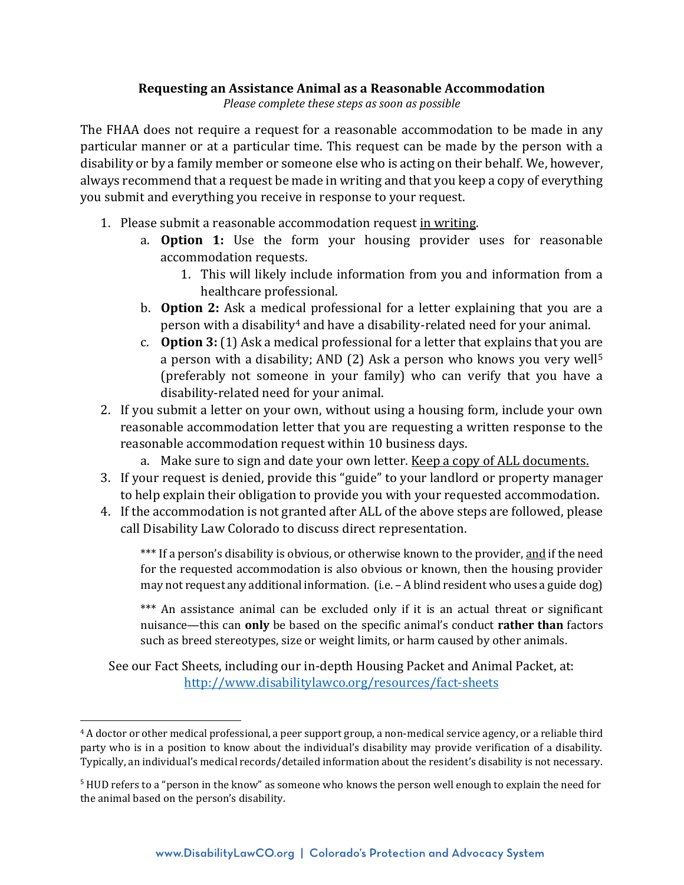**Requesting an Assistance Animal as a Reasonable Accommodation**

*Please complete these steps as soon as possible*

The FHAA does not require a request for a reasonable accommodation to be made in any particular manner or at a particular time. This request can be made by the person with a disability or by a family member or someone else who is acting on their behalf. We, however, always recommend that a request be made in writing and that you keep a copy of everything you submit and everything you receive in response to your request.

1. Please submit a reasonable accommodation request <u>in writing</u>.
   a. **Option 1:** Use the form your housing provider uses for reasonable accommodation requests.
      1. This will likely include information from you and information from a healthcare professional.
   b. **Option 2:** Ask a medical professional for a letter explaining that you are a person with a disability[4] and have a disability-related need for your animal.
   c. **Option 3:** (1) Ask a medical professional for a letter that explains that you are a person with a disability; AND (2) Ask a person who knows you very well[5] (preferably not someone in your family) who can verify that you have a disability-related need for your animal.
2. If you submit a letter on your own, without using a housing form, include your own reasonable accommodation letter that you are requesting a written response to the reasonable accommodation request within 10 business days.
   a. Make sure to sign and date your own letter. <u>Keep a copy of ALL documents.</u>
3. If your request is denied, provide this "guide" to your landlord or property manager to help explain their obligation to provide you with your requested accommodation.
4. If the accommodation is not granted after ALL of the above steps are followed, please call Disability Law Colorado to discuss direct representation.

*** If a person's disability is obvious, or otherwise known to the provider, <u>and</u> if the need for the requested accommodation is also obvious or known, then the housing provider may not request any additional information. (i.e. – A blind resident who uses a guide dog)

*** An assistance animal can be excluded only if it is an actual threat or significant nuisance—this can **only** be based on the specific animal's conduct **rather than** factors such as breed stereotypes, size or weight limits, or harm caused by other animals.

See our Fact Sheets, including our in-depth Housing Packet and Animal Packet, at: [http://www.disabilitylawco.org/resources/fact-sheets](http://www.disabilitylawco.org/resources/fact-sheets)

---

[4] A doctor or other medical professional, a peer support group, a non-medical service agency, or a reliable third party who is in a position to know about the individual's disability may provide verification of a disability. Typically, an individual's medical records/detailed information about the resident's disability is not necessary.

[5] HUD refers to a "person in the know" as someone who knows the person well enough to explain the need for the animal based on the person's disability.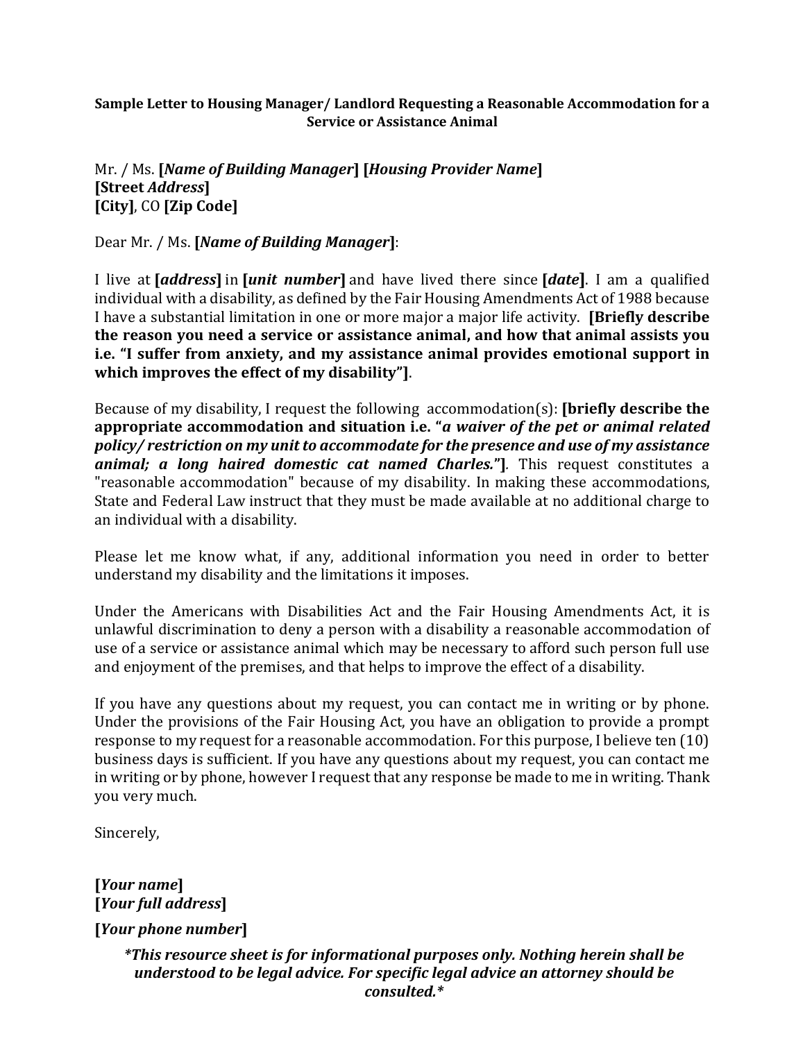**Sample Letter to Housing Manager/ Landlord Requesting a Reasonable Accommodation for a Service or Assistance Animal**

Mr. / Ms. **[*Name of Building Manager*] [*Housing Provider Name*]**
**[Street *Address*]**
**[City]**, CO **[Zip Code]**

Dear Mr. / Ms. **[*Name of Building Manager*]**:

I live at **[*address*]** in **[*unit number*]** and have lived there since **[*date*]**. I am a qualified individual with a disability, as defined by the Fair Housing Amendments Act of 1988 because I have a substantial limitation in one or more major a major life activity. **[Briefly describe the reason you need a service or assistance animal, and how that animal assists you i.e. "I suffer from anxiety, and my assistance animal provides emotional support in which improves the effect of my disability"]**.

Because of my disability, I request the following accommodation(s): **[briefly describe the appropriate accommodation and situation i.e. "*a waiver of the pet or animal related policy/ restriction on my unit to accommodate for the presence and use of my assistance animal; a long haired domestic cat named Charles.*"]***.* This request constitutes a "reasonable accommodation" because of my disability. In making these accommodations, State and Federal Law instruct that they must be made available at no additional charge to an individual with a disability.

Please let me know what, if any, additional information you need in order to better understand my disability and the limitations it imposes.

Under the Americans with Disabilities Act and the Fair Housing Amendments Act, it is unlawful discrimination to deny a person with a disability a reasonable accommodation of use of a service or assistance animal which may be necessary to afford such person full use and enjoyment of the premises, and that helps to improve the effect of a disability.

If you have any questions about my request, you can contact me in writing or by phone. Under the provisions of the Fair Housing Act, you have an obligation to provide a prompt response to my request for a reasonable accommodation. For this purpose, I believe ten (10) business days is sufficient. If you have any questions about my request, you can contact me in writing or by phone, however I request that any response be made to me in writing. Thank you very much.

Sincerely,

**[*Your name*]**
**[*Your full address*]**

**[*Your phone number*]**

***\*This resource sheet is for informational purposes only. Nothing herein shall be understood to be legal advice. For specific legal advice an attorney should be consulted.\****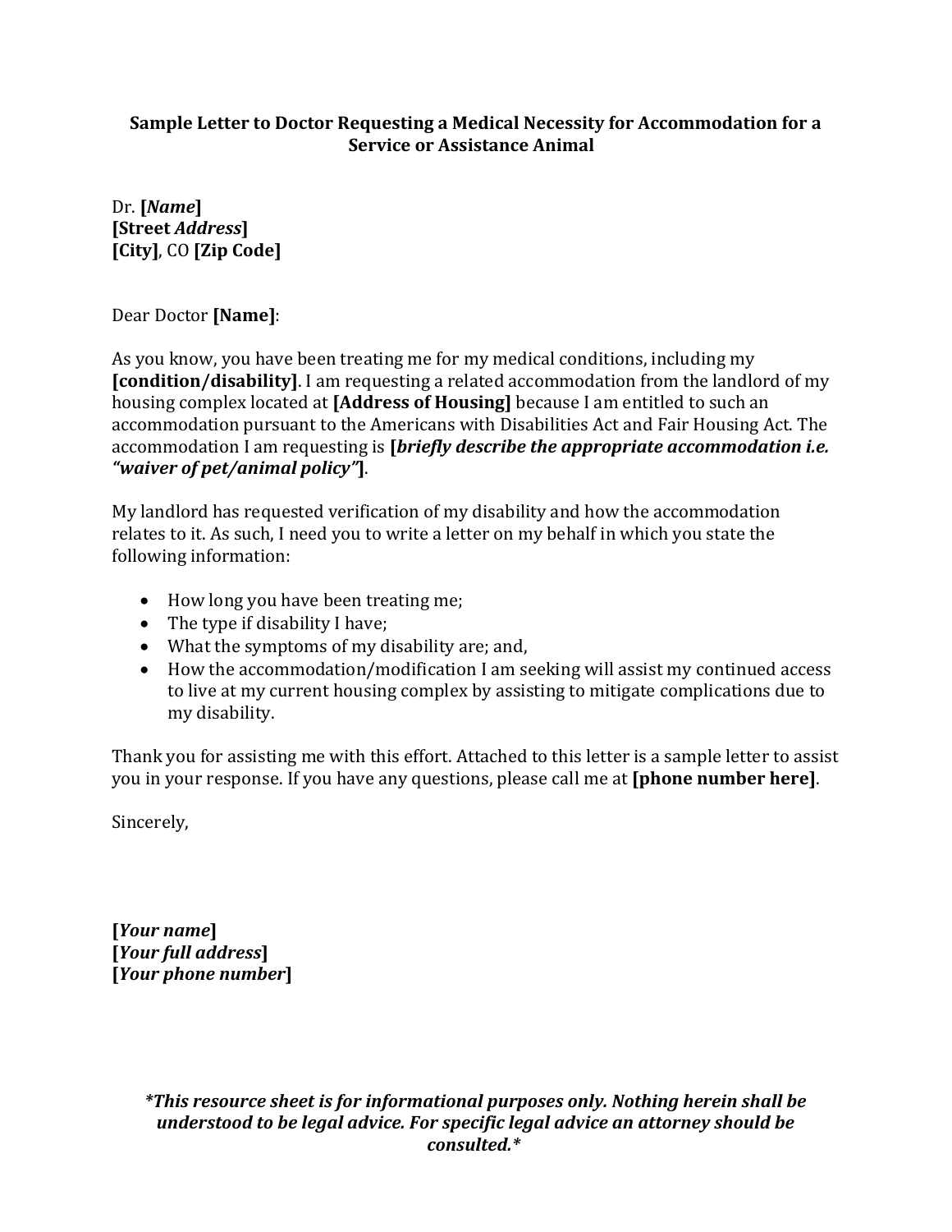## Sample Letter to Doctor Requesting a Medical Necessity for Accommodation for a Service or Assistance Animal

Dr. **[*Name*]**
**[Street *Address*]**
**[City]**, CO **[Zip Code]**

Dear Doctor **[Name]**:

As you know, you have been treating me for my medical conditions, including my **[condition/disability]**. I am requesting a related accommodation from the landlord of my housing complex located at **[Address of Housing]** because I am entitled to such an accommodation pursuant to the Americans with Disabilities Act and Fair Housing Act. The accommodation I am requesting is **[*briefly describe the appropriate accommodation i.e. "waiver of pet/animal policy"*]**.

My landlord has requested verification of my disability and how the accommodation relates to it. As such, I need you to write a letter on my behalf in which you state the following information:

- How long you have been treating me;
- The type if disability I have;
- What the symptoms of my disability are; and,
- How the accommodation/modification I am seeking will assist my continued access to live at my current housing complex by assisting to mitigate complications due to my disability.

Thank you for assisting me with this effort. Attached to this letter is a sample letter to assist you in your response. If you have any questions, please call me at **[phone number here]**.

Sincerely,

**[*Your name*]**
**[*Your full address*]**
**[*Your phone number*]**

***This resource sheet is for informational purposes only. Nothing herein shall be understood to be legal advice. For specific legal advice an attorney should be consulted.***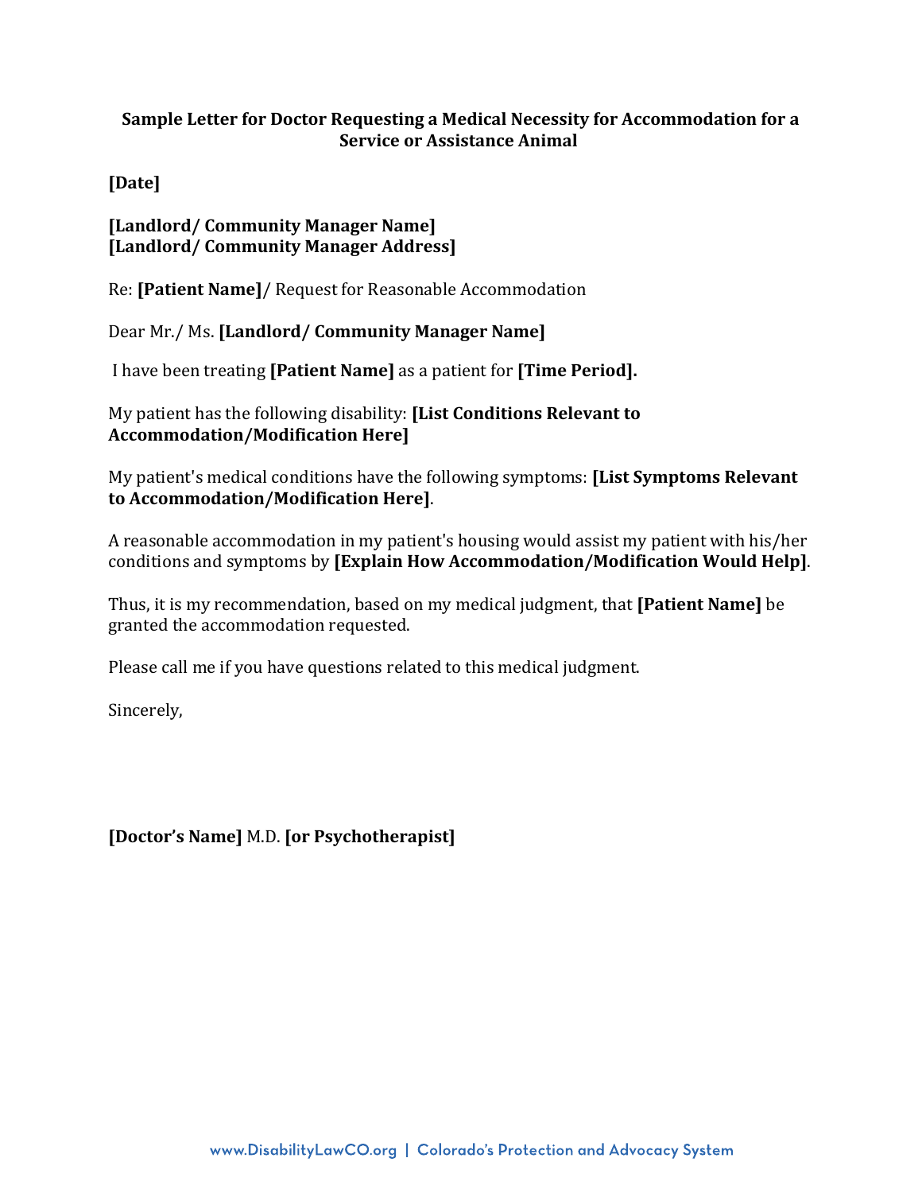**Sample Letter for Doctor Requesting a Medical Necessity for Accommodation for a Service or Assistance Animal**

**[Date]**

**[Landlord/ Community Manager Name]**
**[Landlord/ Community Manager Address]**

Re: **[Patient Name]**/ Request for Reasonable Accommodation

Dear Mr./ Ms. **[Landlord/ Community Manager Name]**

I have been treating **[Patient Name]** as a patient for **[Time Period].**

My patient has the following disability: **[List Conditions Relevant to Accommodation/Modification Here]**

My patient's medical conditions have the following symptoms: **[List Symptoms Relevant to Accommodation/Modification Here]**.

A reasonable accommodation in my patient's housing would assist my patient with his/her conditions and symptoms by **[Explain How Accommodation/Modification Would Help]**.

Thus, it is my recommendation, based on my medical judgment, that **[Patient Name]** be granted the accommodation requested.

Please call me if you have questions related to this medical judgment.

Sincerely,

**[Doctor's Name]** M.D. **[or Psychotherapist]**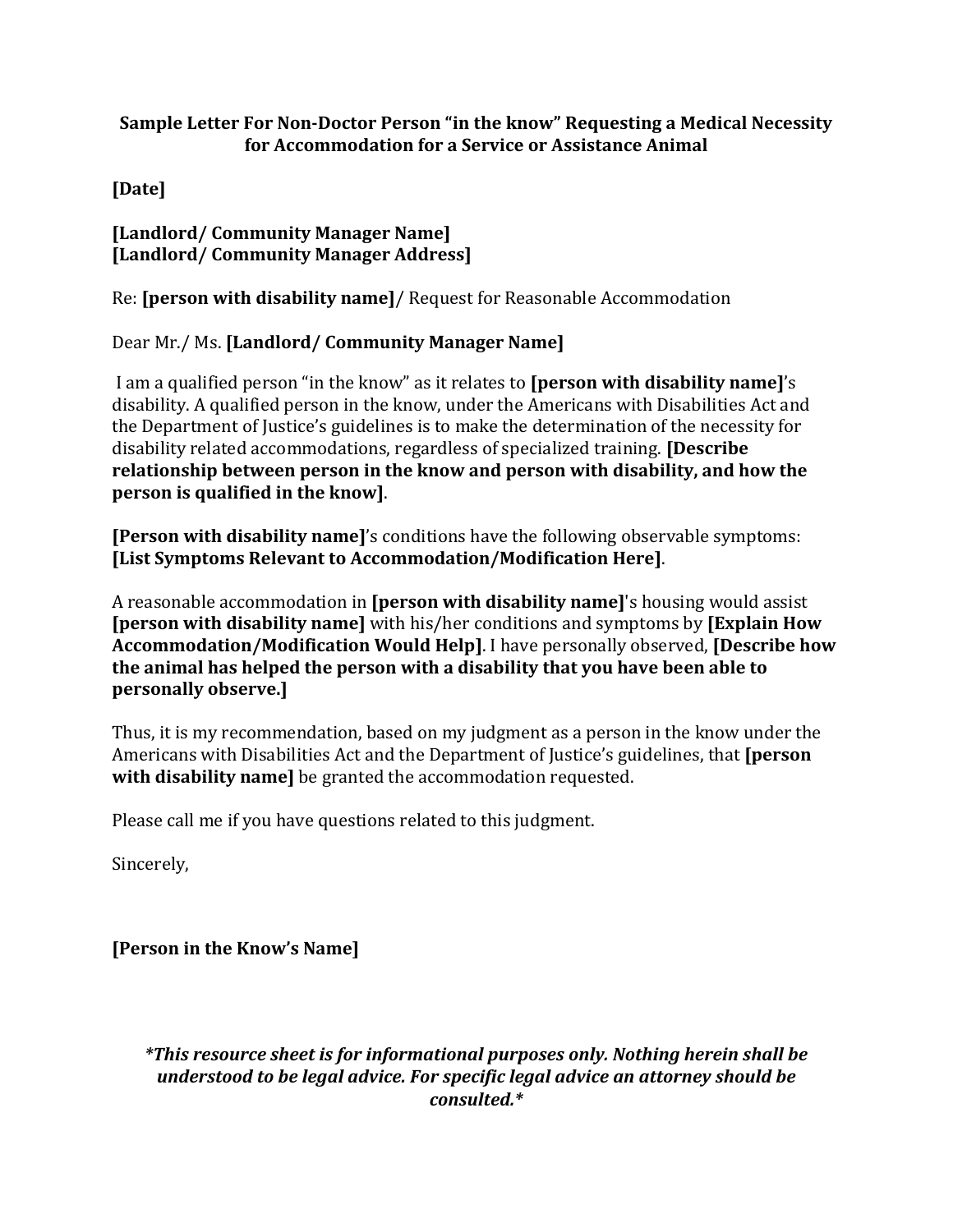**Sample Letter For Non-Doctor Person "in the know" Requesting a Medical Necessity for Accommodation for a Service or Assistance Animal**

**[Date]**

**[Landlord/ Community Manager Name]**
**[Landlord/ Community Manager Address]**

Re: **[person with disability name]**/ Request for Reasonable Accommodation

Dear Mr./ Ms. **[Landlord/ Community Manager Name]**

I am a qualified person "in the know" as it relates to **[person with disability name]**'s disability. A qualified person in the know, under the Americans with Disabilities Act and the Department of Justice's guidelines is to make the determination of the necessity for disability related accommodations, regardless of specialized training. **[Describe relationship between person in the know and person with disability, and how the person is qualified in the know]**.

**[Person with disability name]**'s conditions have the following observable symptoms: **[List Symptoms Relevant to Accommodation/Modification Here]**.

A reasonable accommodation in **[person with disability name]**'s housing would assist **[person with disability name]** with his/her conditions and symptoms by **[Explain How Accommodation/Modification Would Help]**. I have personally observed, **[Describe how the animal has helped the person with a disability that you have been able to personally observe.]**

Thus, it is my recommendation, based on my judgment as a person in the know under the Americans with Disabilities Act and the Department of Justice's guidelines, that **[person with disability name]** be granted the accommodation requested.

Please call me if you have questions related to this judgment.

Sincerely,

**[Person in the Know's Name]**

***This resource sheet is for informational purposes only. Nothing herein shall be understood to be legal advice. For specific legal advice an attorney should be consulted.***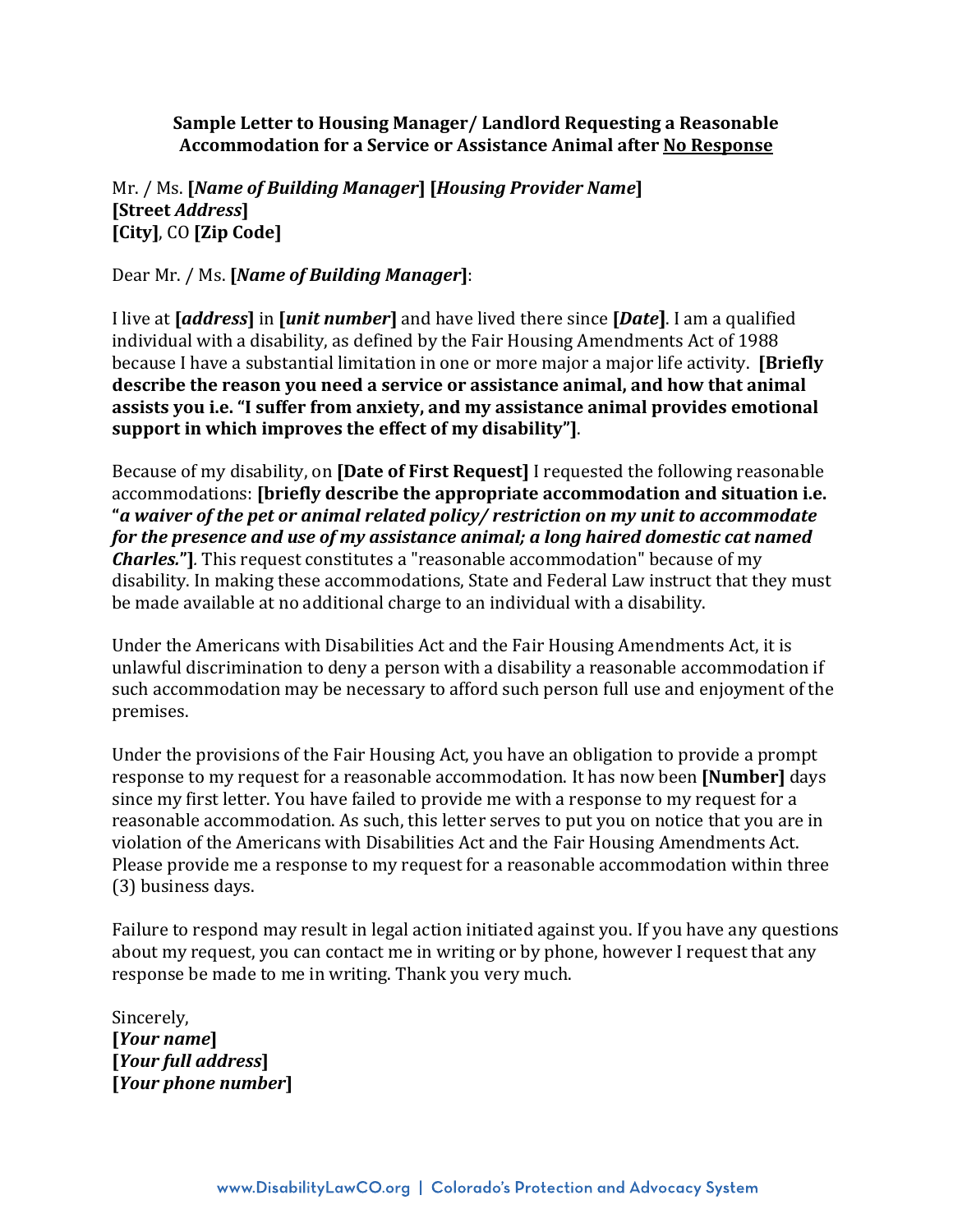**Sample Letter to Housing Manager/ Landlord Requesting a Reasonable Accommodation for a Service or Assistance Animal after <u>No Response</u>**

Mr. / Ms. **[*Name of Building Manager*] [*Housing Provider Name*]**
**[Street *Address*]**
**[City]**, CO **[Zip Code]**

Dear Mr. / Ms. **[*Name of Building Manager*]**:

I live at **[*address*]** in **[*unit number*]** and have lived there since **[*Date*]**. I am a qualified individual with a disability, as defined by the Fair Housing Amendments Act of 1988 because I have a substantial limitation in one or more major a major life activity. **[Briefly describe the reason you need a service or assistance animal, and how that animal assists you i.e. "I suffer from anxiety, and my assistance animal provides emotional support in which improves the effect of my disability"]**.

Because of my disability, on **[Date of First Request]** I requested the following reasonable accommodations: **[briefly describe the appropriate accommodation and situation i.e. "*a waiver of the pet or animal related policy/ restriction on my unit to accommodate for the presence and use of my assistance animal; a long haired domestic cat named Charles.*"]**. This request constitutes a "reasonable accommodation" because of my disability. In making these accommodations, State and Federal Law instruct that they must be made available at no additional charge to an individual with a disability.

Under the Americans with Disabilities Act and the Fair Housing Amendments Act, it is unlawful discrimination to deny a person with a disability a reasonable accommodation if such accommodation may be necessary to afford such person full use and enjoyment of the premises.

Under the provisions of the Fair Housing Act, you have an obligation to provide a prompt response to my request for a reasonable accommodation. It has now been **[Number]** days since my first letter. You have failed to provide me with a response to my request for a reasonable accommodation. As such, this letter serves to put you on notice that you are in violation of the Americans with Disabilities Act and the Fair Housing Amendments Act. Please provide me a response to my request for a reasonable accommodation within three (3) business days.

Failure to respond may result in legal action initiated against you. If you have any questions about my request, you can contact me in writing or by phone, however I request that any response be made to me in writing. Thank you very much.

Sincerely,
**[*Your name*]**
**[*Your full address*]**
**[*Your phone number*]**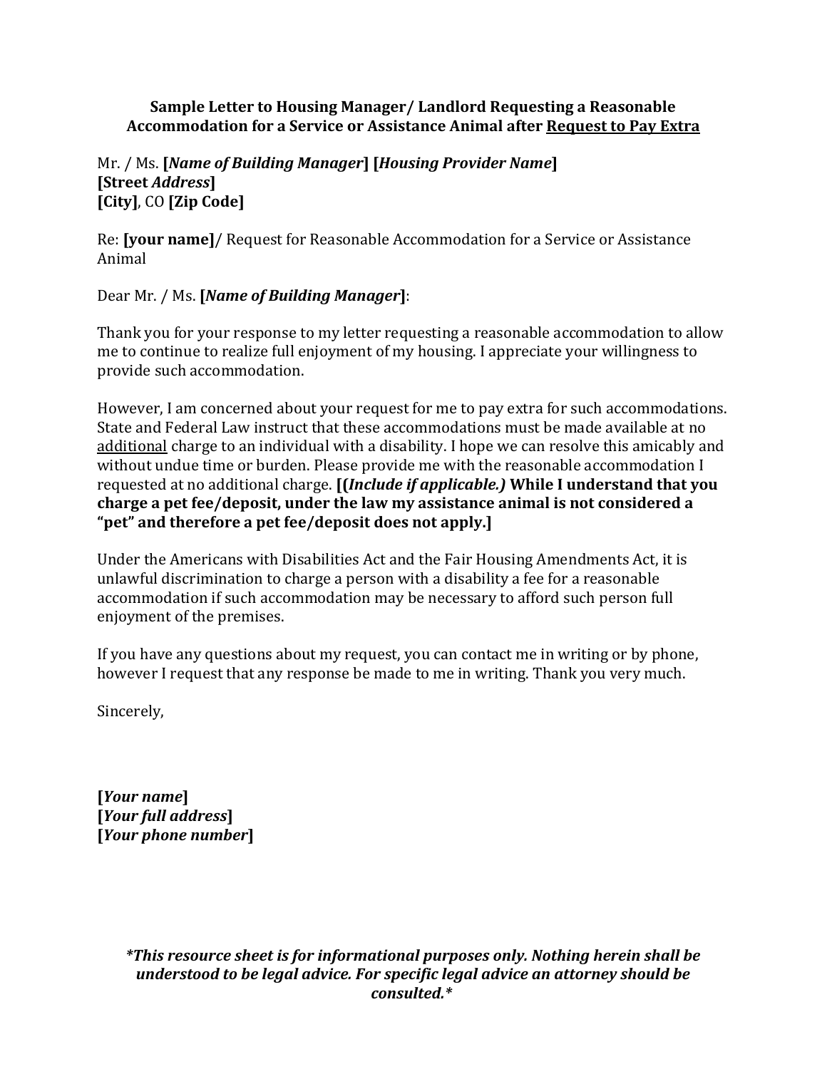**Sample Letter to Housing Manager/ Landlord Requesting a Reasonable Accommodation for a Service or Assistance Animal after Request to Pay Extra**

Mr. / Ms. **[*Name of Building Manager*] [*Housing Provider Name*]**
**[Street *Address*]**
**[City]**, CO **[Zip Code]**

Re: **[your name]**/ Request for Reasonable Accommodation for a Service or Assistance Animal

Dear Mr. / Ms. **[*Name of Building Manager*]**:

Thank you for your response to my letter requesting a reasonable accommodation to allow me to continue to realize full enjoyment of my housing. I appreciate your willingness to provide such accommodation.

However, I am concerned about your request for me to pay extra for such accommodations. State and Federal Law instruct that these accommodations must be made available at no additional charge to an individual with a disability. I hope we can resolve this amicably and without undue time or burden. Please provide me with the reasonable accommodation I requested at no additional charge. **[(*Include if applicable.)* While I understand that you charge a pet fee/deposit, under the law my assistance animal is not considered a "pet" and therefore a pet fee/deposit does not apply.]**

Under the Americans with Disabilities Act and the Fair Housing Amendments Act, it is unlawful discrimination to charge a person with a disability a fee for a reasonable accommodation if such accommodation may be necessary to afford such person full enjoyment of the premises.

If you have any questions about my request, you can contact me in writing or by phone, however I request that any response be made to me in writing. Thank you very much.

Sincerely,

**[*Your name*]**
**[*Your full address*]**
**[*Your phone number*]**

***This resource sheet is for informational purposes only. Nothing herein shall be understood to be legal advice. For specific legal advice an attorney should be consulted.***